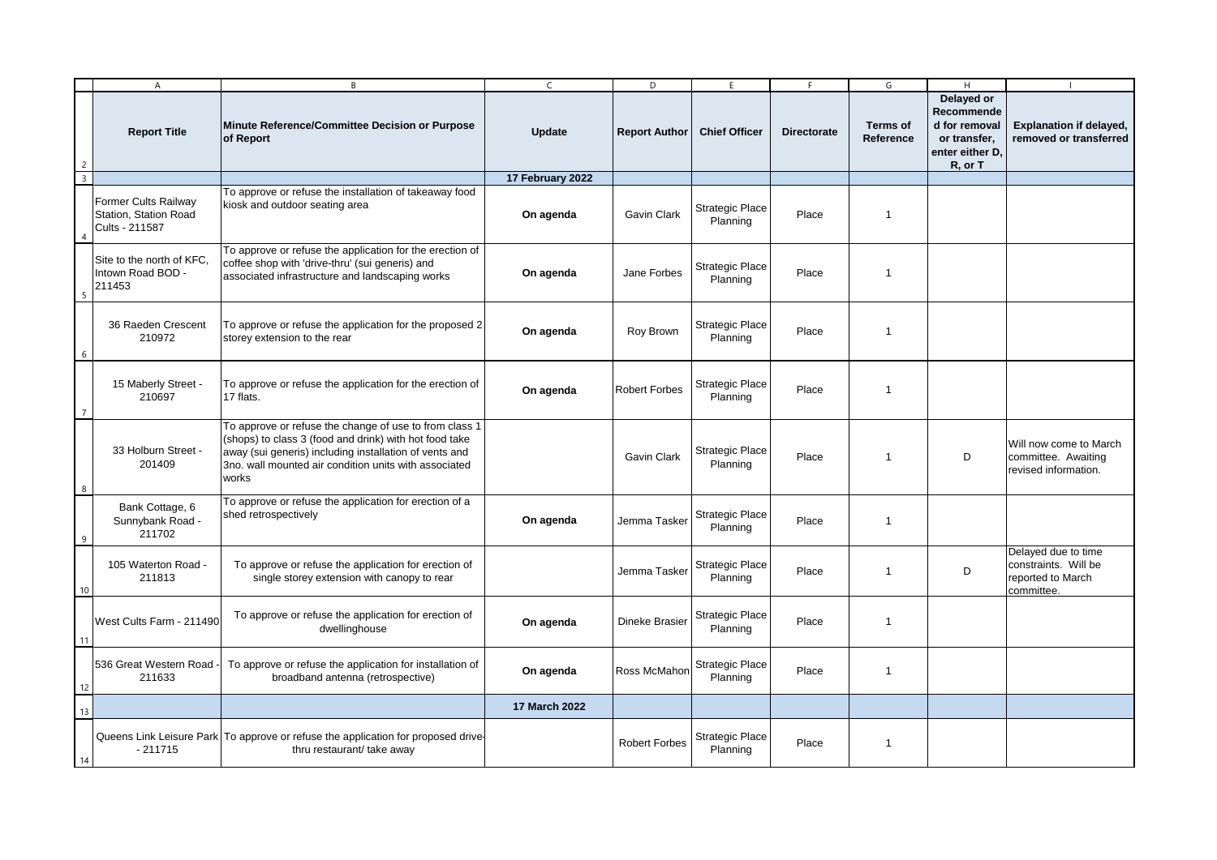| Report Title | Minute Reference/Committee Decision or Purpose of Report | Update | Report Author | Chief Officer | Directorate | Terms of Reference | Delayed or Recommended for removal or transfer, enter either D, R, or T | Explanation if delayed, removed or transferred |
|---|---|---|---|---|---|---|---|---|
| | | 17 February 2022 | | | | | | |
| Former Cults Railway Station, Station Road Cults - 211587 | To approve or refuse the installation of takeaway food kiosk and outdoor seating area | On agenda | Gavin Clark | Strategic Place Planning | Place | 1 | | |
| Site to the north of KFC, Intown Road BOD - 211453 | To approve or refuse the application for the erection of coffee shop with 'drive-thru' (sui generis) and associated infrastructure and landscaping works | On agenda | Jane Forbes | Strategic Place Planning | Place | 1 | | |
| 36 Raeden Crescent 210972 | To approve or refuse the application for the proposed 2 storey extension to the rear | On agenda | Roy Brown | Strategic Place Planning | Place | 1 | | |
| 15 Maberly Street - 210697 | To approve or refuse the application for the erection of 17 flats. | On agenda | Robert Forbes | Strategic Place Planning | Place | 1 | | |
| 33 Holburn Street - 201409 | To approve or refuse the change of use to from class 1 (shops) to class 3 (food and drink) with hot food take away (sui generis) including installation of vents and 3no. wall mounted air condition units with associated works | | Gavin Clark | Strategic Place Planning | Place | 1 | D | Will now come to March committee. Awaiting revised information. |
| Bank Cottage, 6 Sunnybank Road - 211702 | To approve or refuse the application for erection of a shed retrospectively | On agenda | Jemma Tasker | Strategic Place Planning | Place | 1 | | |
| 105 Waterton Road - 211813 | To approve or refuse the application for erection of single storey extension with canopy to rear | | Jemma Tasker | Strategic Place Planning | Place | 1 | D | Delayed due to time constraints. Will be reported to March committee. |
| West Cults Farm - 211490 | To approve or refuse the application for erection of dwellinghouse | On agenda | Dineke Brasier | Strategic Place Planning | Place | 1 | | |
| 536 Great Western Road - 211633 | To approve or refuse the application for installation of broadband antenna (retrospective) | On agenda | Ross McMahon | Strategic Place Planning | Place | 1 | | |
| | | 17 March 2022 | | | | | | |
| Queens Link Leisure Park - 211715 | To approve or refuse the application for proposed drive-thru restaurant/ take away | | Robert Forbes | Strategic Place Planning | Place | 1 | | |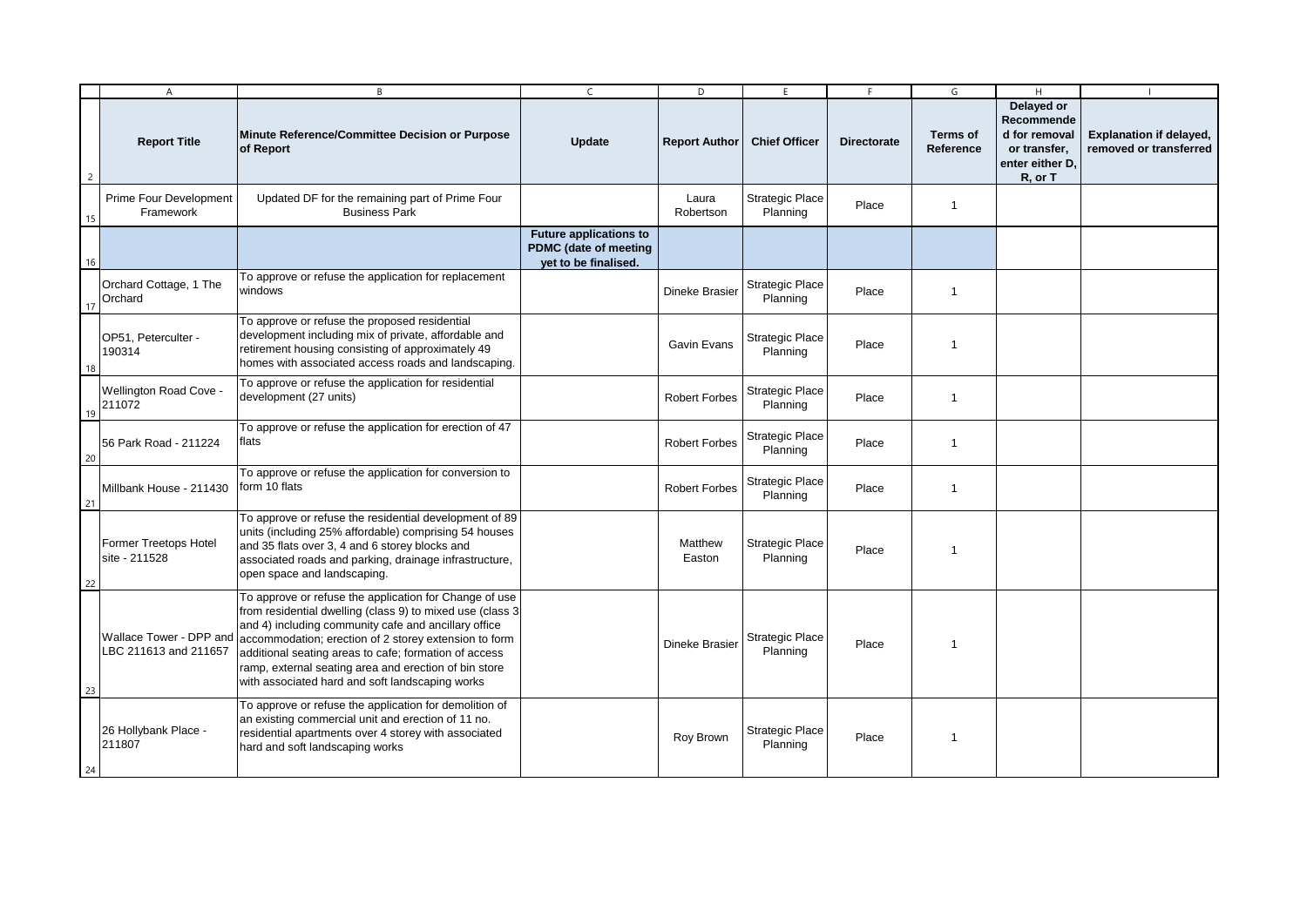| Report Title | Minute Reference/Committee Decision or Purpose of Report | Update | Report Author | Chief Officer | Directorate | Terms of Reference | Delayed or Recommended for removal or transfer, enter either D, R, or T | Explanation if delayed, removed or transferred |
|---|---|---|---|---|---|---|---|---|
| Prime Four Development Framework | Updated DF for the remaining part of Prime Four Business Park | | Laura Robertson | Strategic Place Planning | Place | 1 | | |
| | | **Future applications to PDMC (date of meeting yet to be finalised.** | | | | | | |
| Orchard Cottage, 1 The Orchard | To approve or refuse the application for replacement windows | | Dineke Brasier | Strategic Place Planning | Place | 1 | | |
| OP51, Peterculter - 190314 | To approve or refuse the proposed residential development including mix of private, affordable and retirement housing consisting of approximately 49 homes with associated access roads and landscaping. | | Gavin Evans | Strategic Place Planning | Place | 1 | | |
| Wellington Road Cove - 211072 | To approve or refuse the application for residential development (27 units) | | Robert Forbes | Strategic Place Planning | Place | 1 | | |
| 56 Park Road - 211224 | To approve or refuse the application for erection of 47 flats | | Robert Forbes | Strategic Place Planning | Place | 1 | | |
| Millbank House - 211430 | To approve or refuse the application for conversion to form 10 flats | | Robert Forbes | Strategic Place Planning | Place | 1 | | |
| Former Treetops Hotel site - 211528 | To approve or refuse the residential development of 89 units (including 25% affordable) comprising 54 houses and 35 flats over 3, 4 and 6 storey blocks and associated roads and parking, drainage infrastructure, open space and landscaping. | | Matthew Easton | Strategic Place Planning | Place | 1 | | |
| Wallace Tower - DPP and LBC 211613 and 211657 | To approve or refuse the application for Change of use from residential dwelling (class 9) to mixed use (class 3 and 4) including community cafe and ancillary office accommodation; erection of 2 storey extension to form additional seating areas to cafe; formation of access ramp, external seating area and erection of bin store with associated hard and soft landscaping works | | Dineke Brasier | Strategic Place Planning | Place | 1 | | |
| 26 Hollybank Place - 211807 | To approve or refuse the application for demolition of an existing commercial unit and erection of 11 no. residential apartments over 4 storey with associated hard and soft landscaping works | | Roy Brown | Strategic Place Planning | Place | 1 | | |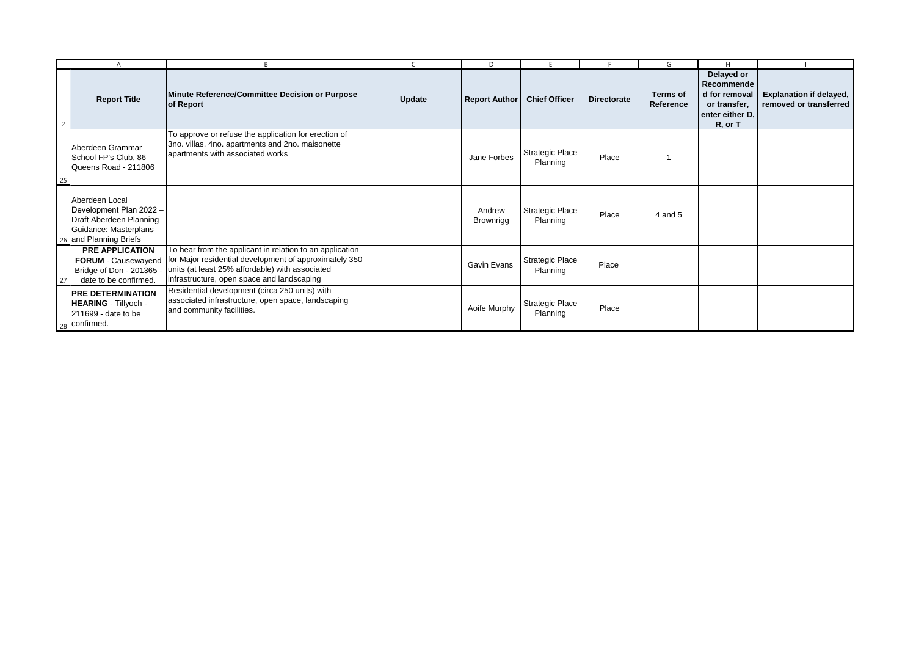| Report Title | Minute Reference/Committee Decision or Purpose of Report | Update | Report Author | Chief Officer | Directorate | Terms of Reference | Delayed or Recommended for removal or transfer, enter either D, R, or T | Explanation if delayed, removed or transferred |
|---|---|---|---|---|---|---|---|---|
| Aberdeen Grammar School FP's Club, 86 Queens Road - 211806 | To approve or refuse the application for erection of 3no. villas, 4no. apartments and 2no. maisonette apartments with associated works | | Jane Forbes | Strategic Place Planning | Place | 1 | | |
| Aberdeen Local Development Plan 2022 – Draft Aberdeen Planning Guidance: Masterplans and Planning Briefs | | | Andrew Brownrigg | Strategic Place Planning | Place | 4 and 5 | | |
| **PRE APPLICATION FORUM** - Causewayend Bridge of Don - 201365 - date to be confirmed. | To hear from the applicant in relation to an application for Major residential development of approximately 350 units (at least 25% affordable) with associated infrastructure, open space and landscaping | | Gavin Evans | Strategic Place Planning | Place | | | |
| **PRE DETERMINATION HEARING** - Tillyoch - 211699 - date to be confirmed. | Residential development (circa 250 units) with associated infrastructure, open space, landscaping and community facilities. | | Aoife Murphy | Strategic Place Planning | Place | | | |